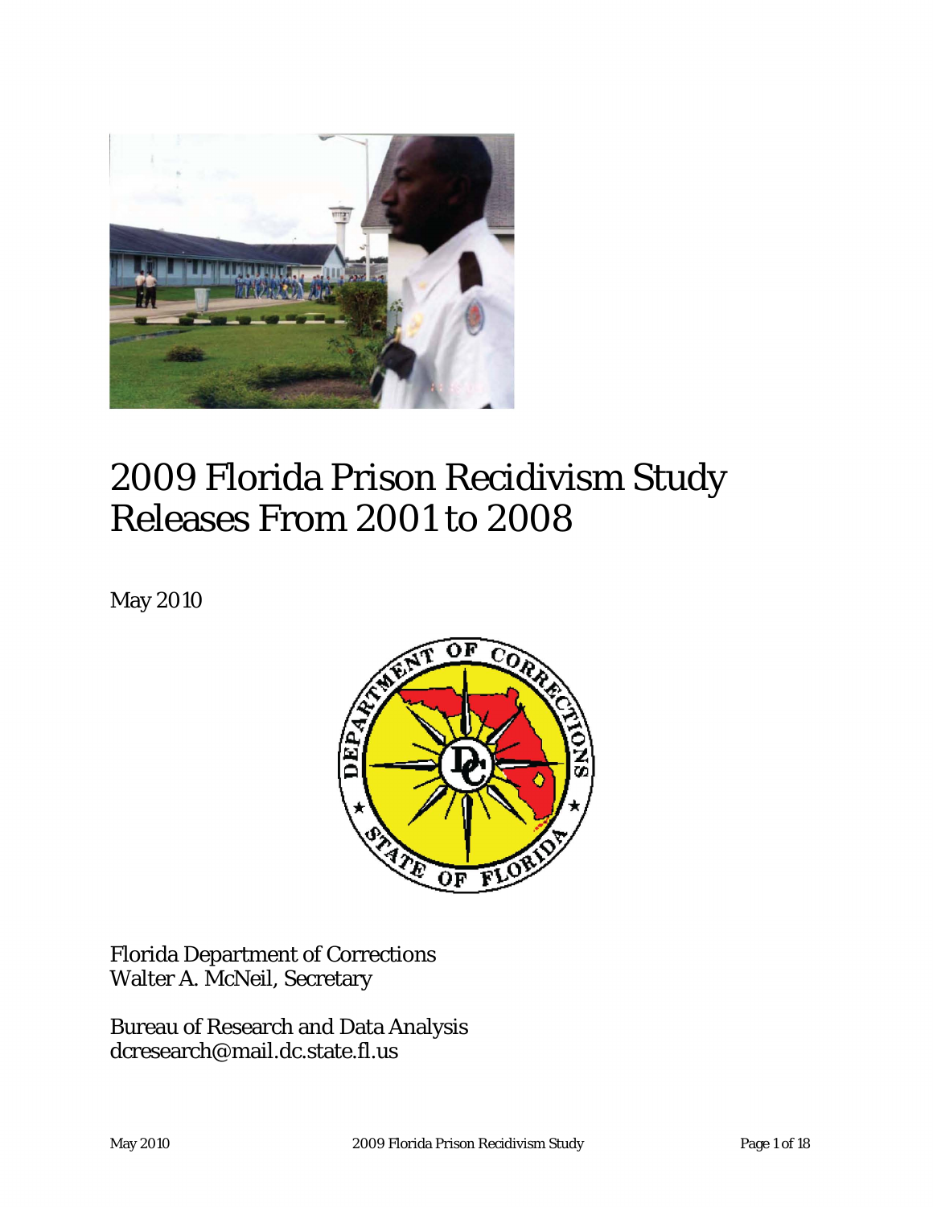# 2009 Florida Prison Recidivism Study Releases From 2001 to 2008

May 2010

Florida Department of Corrections
Walter A. McNeil, Secretary

Bureau of Research and Data Analysis
dcresearch@mail.dc.state.fl.us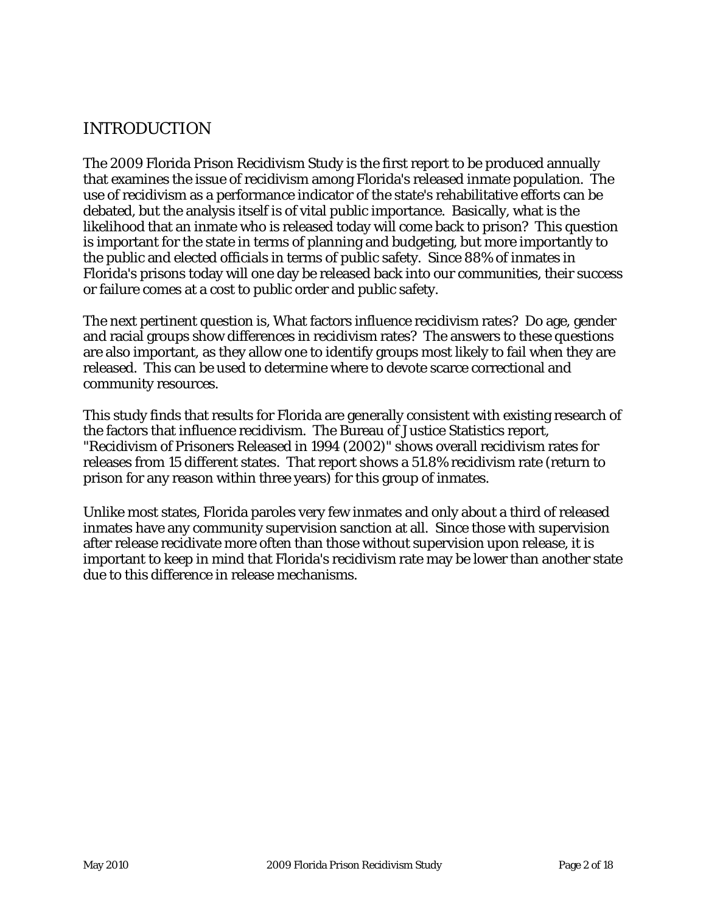## INTRODUCTION

The 2009 Florida Prison Recidivism Study is the first report to be produced annually that examines the issue of recidivism among Florida's released inmate population. The use of recidivism as a performance indicator of the state's rehabilitative efforts can be debated, but the analysis itself is of vital public importance. Basically, what is the likelihood that an inmate who is released today will come back to prison? This question is important for the state in terms of planning and budgeting, but more importantly to the public and elected officials in terms of public safety. Since 88% of inmates in Florida's prisons today will one day be released back into our communities, their success or failure comes at a cost to public order and public safety.

The next pertinent question is, What factors influence recidivism rates? Do age, gender and racial groups show differences in recidivism rates? The answers to these questions are also important, as they allow one to identify groups most likely to fail when they are released. This can be used to determine where to devote scarce correctional and community resources.

This study finds that results for Florida are generally consistent with existing research of the factors that influence recidivism. The Bureau of Justice Statistics report, "Recidivism of Prisoners Released in 1994 (2002)" shows overall recidivism rates for releases from 15 different states. That report shows a 51.8% recidivism rate (return to prison for any reason within three years) for this group of inmates.

Unlike most states, Florida paroles very few inmates and only about a third of released inmates have any community supervision sanction at all. Since those with supervision after release recidivate more often than those without supervision upon release, it is important to keep in mind that Florida's recidivism rate may be lower than another state due to this difference in release mechanisms.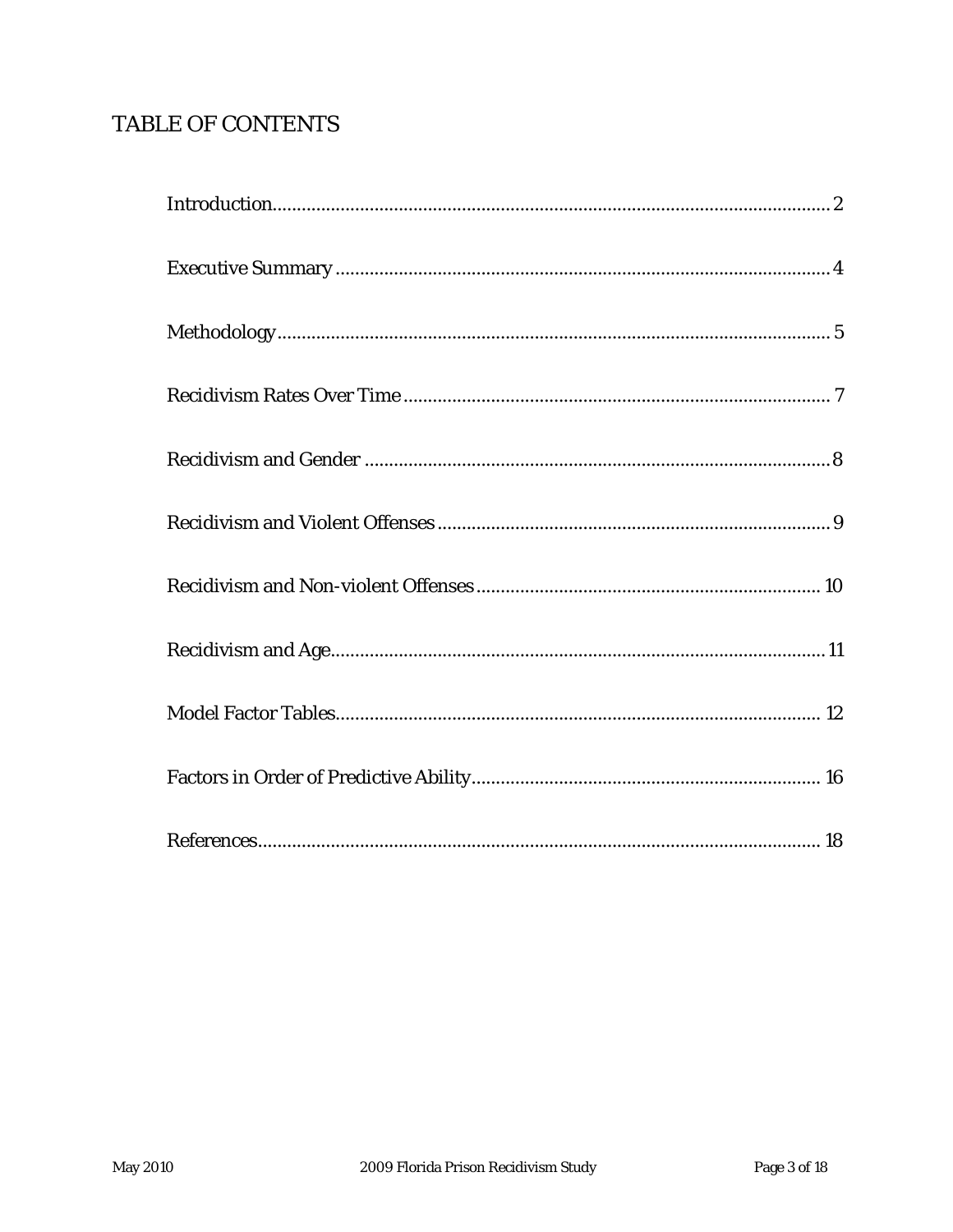# TABLE OF CONTENTS

| Section | Page |
|---|---|
| Introduction | 2 |
| Executive Summary | 4 |
| Methodology | 5 |
| Recidivism Rates Over Time | 7 |
| Recidivism and Gender | 8 |
| Recidivism and Violent Offenses | 9 |
| Recidivism and Non-violent Offenses | 10 |
| Recidivism and Age | 11 |
| Model Factor Tables | 12 |
| Factors in Order of Predictive Ability | 16 |
| References | 18 |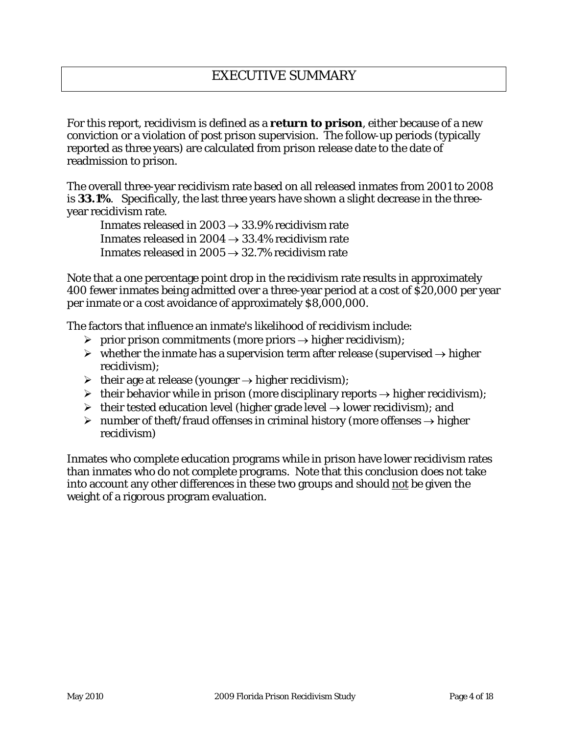# EXECUTIVE SUMMARY

For this report, recidivism is defined as a **return to prison**, either because of a new conviction or a violation of post prison supervision. The follow-up periods (typically reported as three years) are calculated from prison release date to the date of readmission to prison.

The overall three-year recidivism rate based on all released inmates from 2001 to 2008 is **33.1%**. Specifically, the last three years have shown a slight decrease in the three-year recidivism rate.

Inmates released in 2003 → 33.9% recidivism rate
Inmates released in 2004 → 33.4% recidivism rate
Inmates released in 2005 → 32.7% recidivism rate

Note that a one percentage point drop in the recidivism rate results in approximately 400 fewer inmates being admitted over a three-year period at a cost of $20,000 per year per inmate or a cost avoidance of approximately $8,000,000.

The factors that influence an inmate's likelihood of recidivism include:

- prior prison commitments (more priors → higher recidivism);
- whether the inmate has a supervision term after release (supervised → higher recidivism);
- their age at release (younger → higher recidivism);
- their behavior while in prison (more disciplinary reports → higher recidivism);
- their tested education level (higher grade level → lower recidivism); and
- number of theft/fraud offenses in criminal history (more offenses → higher recidivism)

Inmates who complete education programs while in prison have lower recidivism rates than inmates who do not complete programs. Note that this conclusion does not take into account any other differences in these two groups and should not be given the weight of a rigorous program evaluation.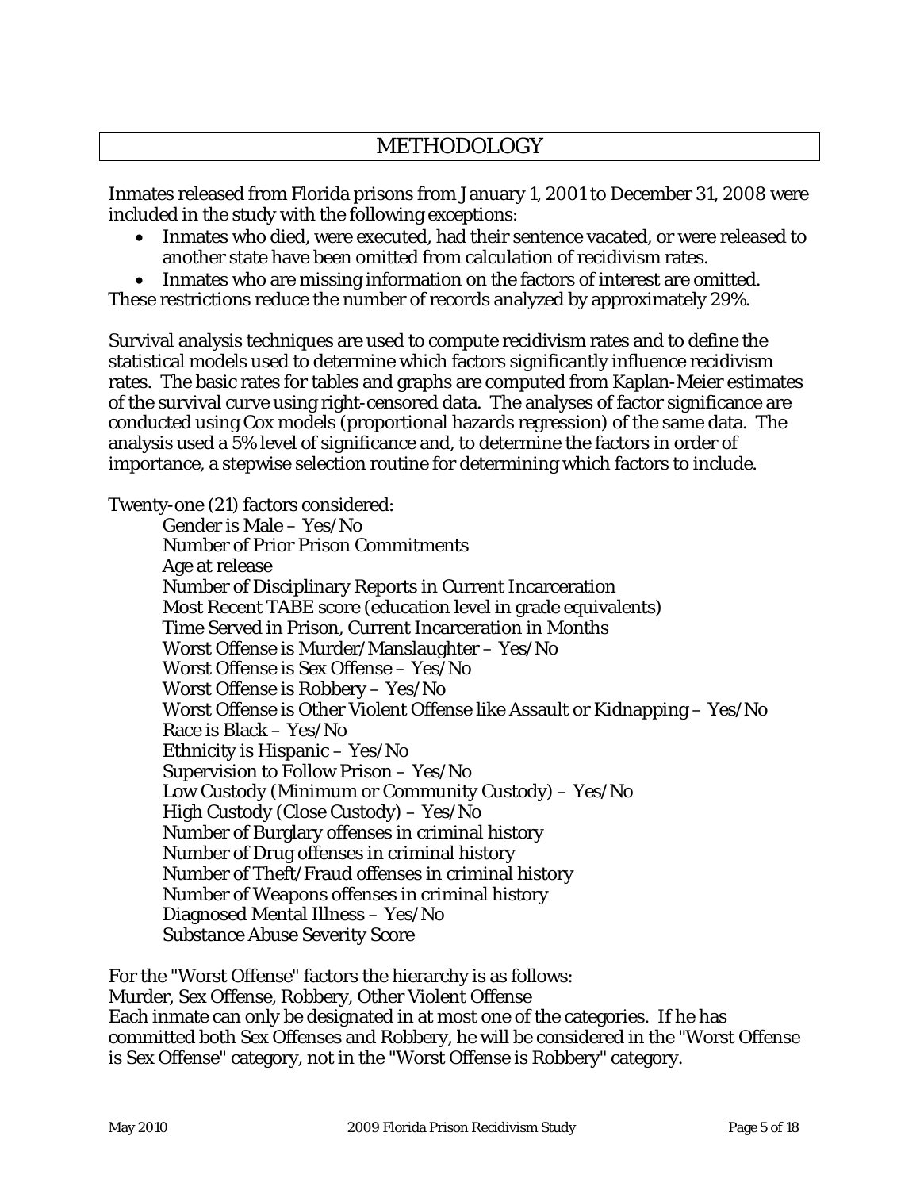# METHODOLOGY

Inmates released from Florida prisons from January 1, 2001 to December 31, 2008 were included in the study with the following exceptions:

- Inmates who died, were executed, had their sentence vacated, or were released to another state have been omitted from calculation of recidivism rates.
- Inmates who are missing information on the factors of interest are omitted.

These restrictions reduce the number of records analyzed by approximately 29%.

Survival analysis techniques are used to compute recidivism rates and to define the statistical models used to determine which factors significantly influence recidivism rates. The basic rates for tables and graphs are computed from Kaplan-Meier estimates of the survival curve using right-censored data. The analyses of factor significance are conducted using Cox models (proportional hazards regression) of the same data. The analysis used a 5% level of significance and, to determine the factors in order of importance, a stepwise selection routine for determining which factors to include.

Twenty-one (21) factors considered:

Gender is Male – Yes/No
Number of Prior Prison Commitments
Age at release
Number of Disciplinary Reports in Current Incarceration
Most Recent TABE score (education level in grade equivalents)
Time Served in Prison, Current Incarceration in Months
Worst Offense is Murder/Manslaughter – Yes/No
Worst Offense is Sex Offense – Yes/No
Worst Offense is Robbery – Yes/No
Worst Offense is Other Violent Offense like Assault or Kidnapping – Yes/No
Race is Black – Yes/No
Ethnicity is Hispanic – Yes/No
Supervision to Follow Prison – Yes/No
Low Custody (Minimum or Community Custody) – Yes/No
High Custody (Close Custody) – Yes/No
Number of Burglary offenses in criminal history
Number of Drug offenses in criminal history
Number of Theft/Fraud offenses in criminal history
Number of Weapons offenses in criminal history
Diagnosed Mental Illness – Yes/No
Substance Abuse Severity Score

For the "Worst Offense" factors the hierarchy is as follows:
Murder, Sex Offense, Robbery, Other Violent Offense
Each inmate can only be designated in at most one of the categories. If he has committed both Sex Offenses and Robbery, he will be considered in the "Worst Offense is Sex Offense" category, not in the "Worst Offense is Robbery" category.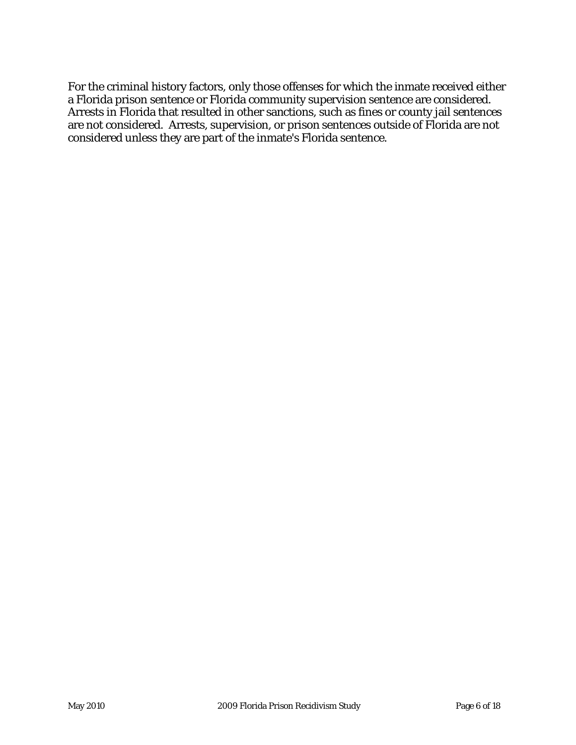For the criminal history factors, only those offenses for which the inmate received either a Florida prison sentence or Florida community supervision sentence are considered. Arrests in Florida that resulted in other sanctions, such as fines or county jail sentences are not considered. Arrests, supervision, or prison sentences outside of Florida are not considered unless they are part of the inmate's Florida sentence.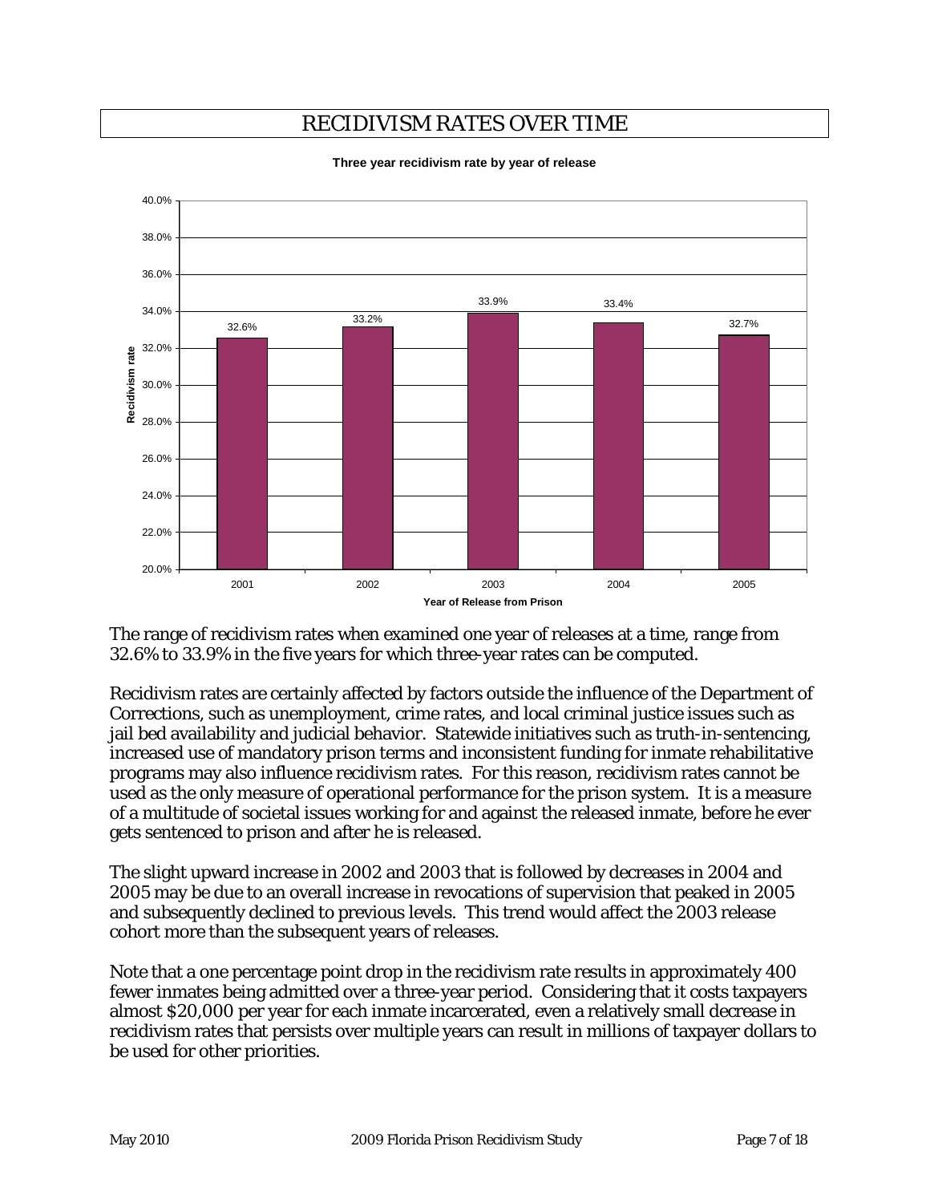# RECIDIVISM RATES OVER TIME

**Three year recidivism rate by year of release**

| Year of Release from Prison | Recidivism rate |
|---|---|
| 2001 | 32.6% |
| 2002 | 33.2% |
| 2003 | 33.9% |
| 2004 | 33.4% |
| 2005 | 32.7% |

The range of recidivism rates when examined one year of releases at a time, range from 32.6% to 33.9% in the five years for which three-year rates can be computed.

Recidivism rates are certainly affected by factors outside the influence of the Department of Corrections, such as unemployment, crime rates, and local criminal justice issues such as jail bed availability and judicial behavior. Statewide initiatives such as truth-in-sentencing, increased use of mandatory prison terms and inconsistent funding for inmate rehabilitative programs may also influence recidivism rates. For this reason, recidivism rates cannot be used as the only measure of operational performance for the prison system. It is a measure of a multitude of societal issues working for and against the released inmate, before he ever gets sentenced to prison and after he is released.

The slight upward increase in 2002 and 2003 that is followed by decreases in 2004 and 2005 may be due to an overall increase in revocations of supervision that peaked in 2005 and subsequently declined to previous levels. This trend would affect the 2003 release cohort more than the subsequent years of releases.

Note that a one percentage point drop in the recidivism rate results in approximately 400 fewer inmates being admitted over a three-year period. Considering that it costs taxpayers almost $20,000 per year for each inmate incarcerated, even a relatively small decrease in recidivism rates that persists over multiple years can result in millions of taxpayer dollars to be used for other priorities.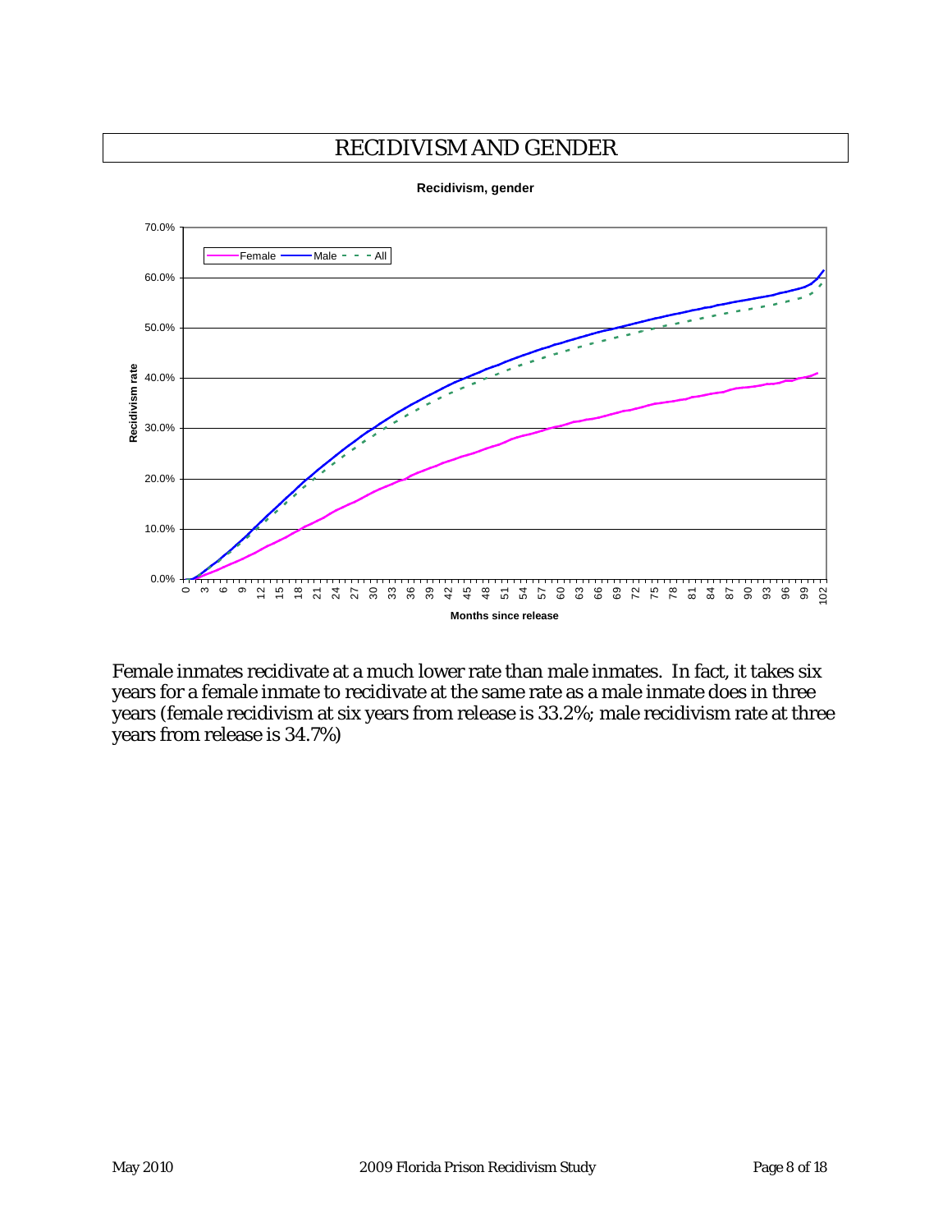# RECIDIVISM AND GENDER

**Recidivism, gender**

Female inmates recidivate at a much lower rate than male inmates. In fact, it takes six years for a female inmate to recidivate at the same rate as a male inmate does in three years (female recidivism at six years from release is 33.2%; male recidivism rate at three years from release is 34.7%)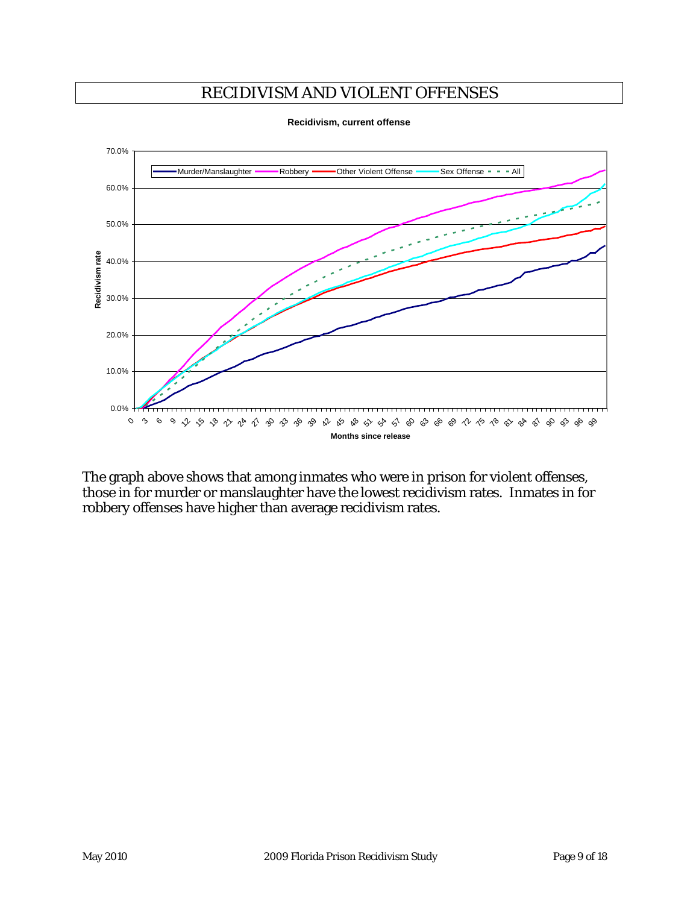# RECIDIVISM AND VIOLENT OFFENSES

**Recidivism, current offense**

The graph above shows that among inmates who were in prison for violent offenses, those in for murder or manslaughter have the lowest recidivism rates. Inmates in for robbery offenses have higher than average recidivism rates.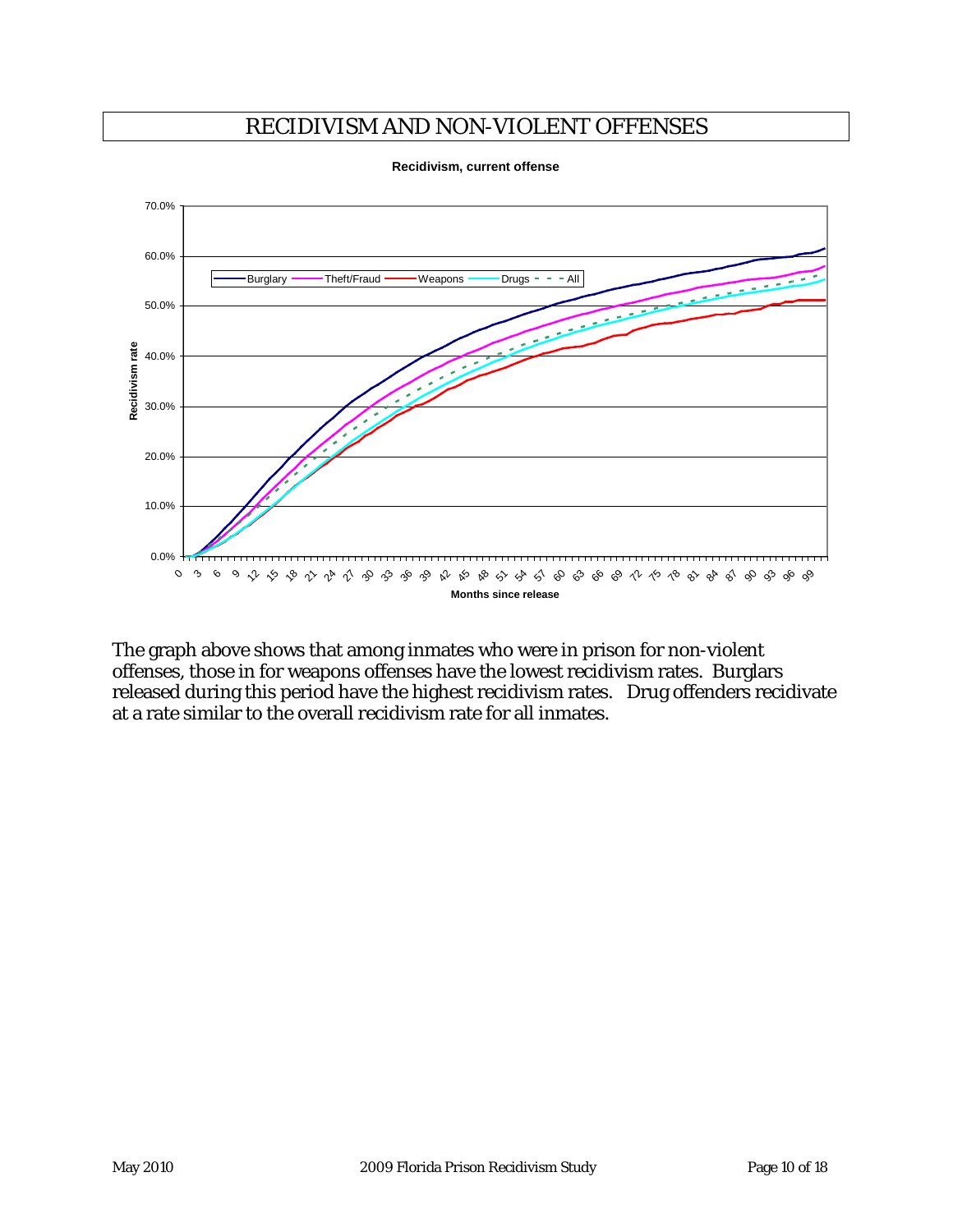# RECIDIVISM AND NON-VIOLENT OFFENSES

The graph above shows that among inmates who were in prison for non-violent offenses, those in for weapons offenses have the lowest recidivism rates. Burglars released during this period have the highest recidivism rates. Drug offenders recidivate at a rate similar to the overall recidivism rate for all inmates.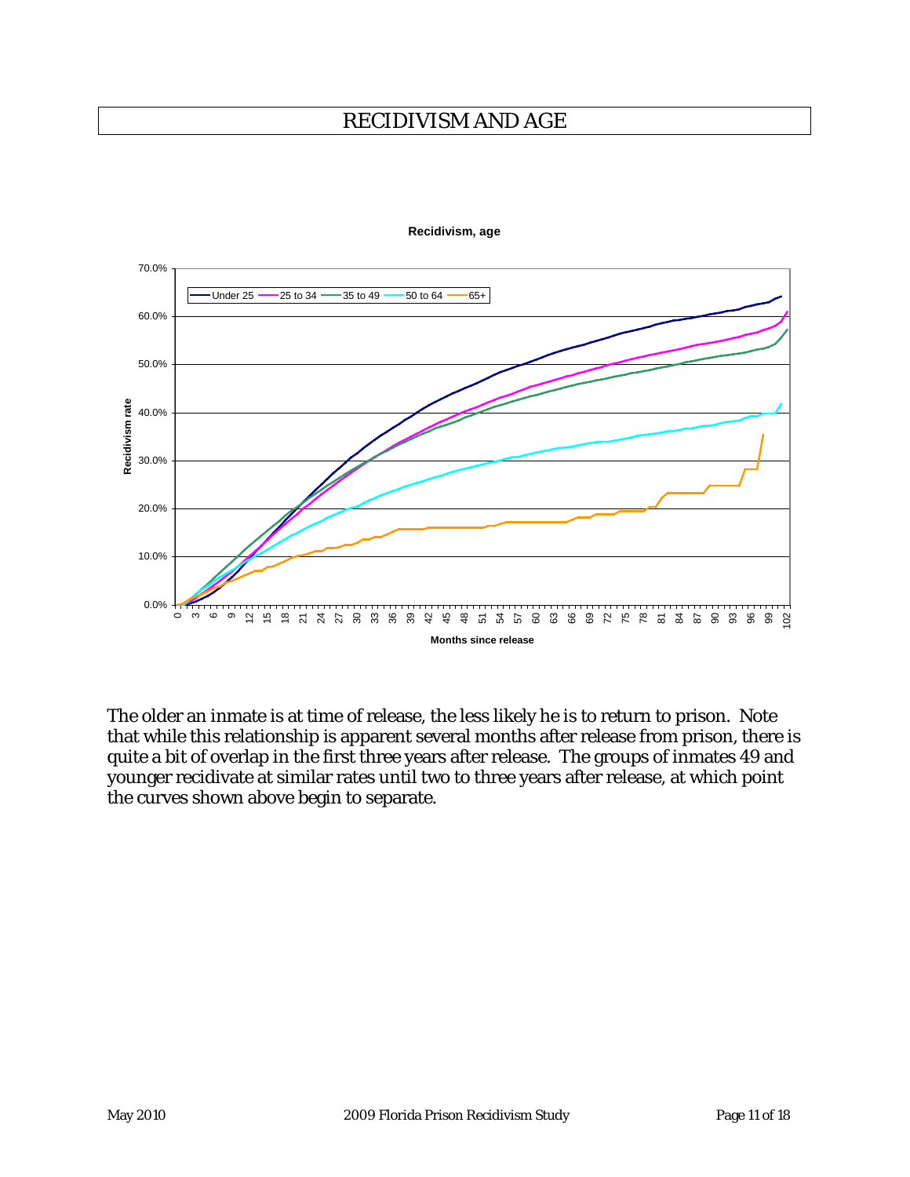# RECIDIVISM AND AGE

The older an inmate is at time of release, the less likely he is to return to prison. Note that while this relationship is apparent several months after release from prison, there is quite a bit of overlap in the first three years after release. The groups of inmates 49 and younger recidivate at similar rates until two to three years after release, at which point the curves shown above begin to separate.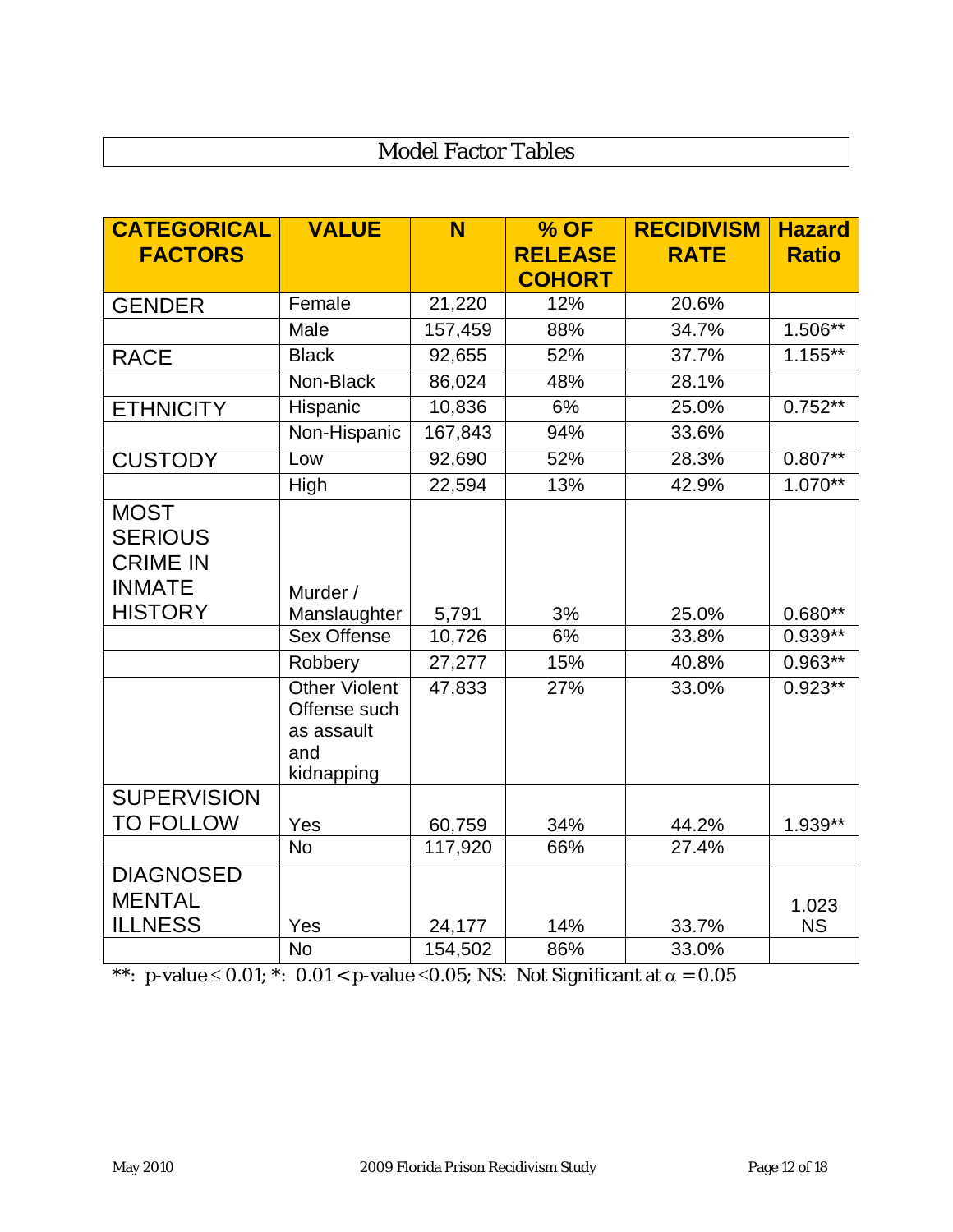## Model Factor Tables

| CATEGORICAL FACTORS | VALUE | N | % OF RELEASE COHORT | RECIDIVISM RATE | Hazard Ratio |
|---|---|---|---|---|---|
| GENDER | Female | 21,220 | 12% | 20.6% | |
| | Male | 157,459 | 88% | 34.7% | 1.506** |
| RACE | Black | 92,655 | 52% | 37.7% | 1.155** |
| | Non-Black | 86,024 | 48% | 28.1% | |
| ETHNICITY | Hispanic | 10,836 | 6% | 25.0% | 0.752** |
| | Non-Hispanic | 167,843 | 94% | 33.6% | |
| CUSTODY | Low | 92,690 | 52% | 28.3% | 0.807** |
| | High | 22,594 | 13% | 42.9% | 1.070** |
| MOST SERIOUS CRIME IN INMATE HISTORY | Murder / Manslaughter | 5,791 | 3% | 25.0% | 0.680** |
| | Sex Offense | 10,726 | 6% | 33.8% | 0.939** |
| | Robbery | 27,277 | 15% | 40.8% | 0.963** |
| | Other Violent Offense such as assault and kidnapping | 47,833 | 27% | 33.0% | 0.923** |
| SUPERVISION TO FOLLOW | Yes | 60,759 | 34% | 44.2% | 1.939** |
| | No | 117,920 | 66% | 27.4% | |
| DIAGNOSED MENTAL ILLNESS | Yes | 24,177 | 14% | 33.7% | 1.023 NS |
| | No | 154,502 | 86% | 33.0% | |

**: p-value $\leq 0.01$; *: $0.01 <$ p-value $\leq 0.05$; NS: Not Significant at $\alpha = 0.05$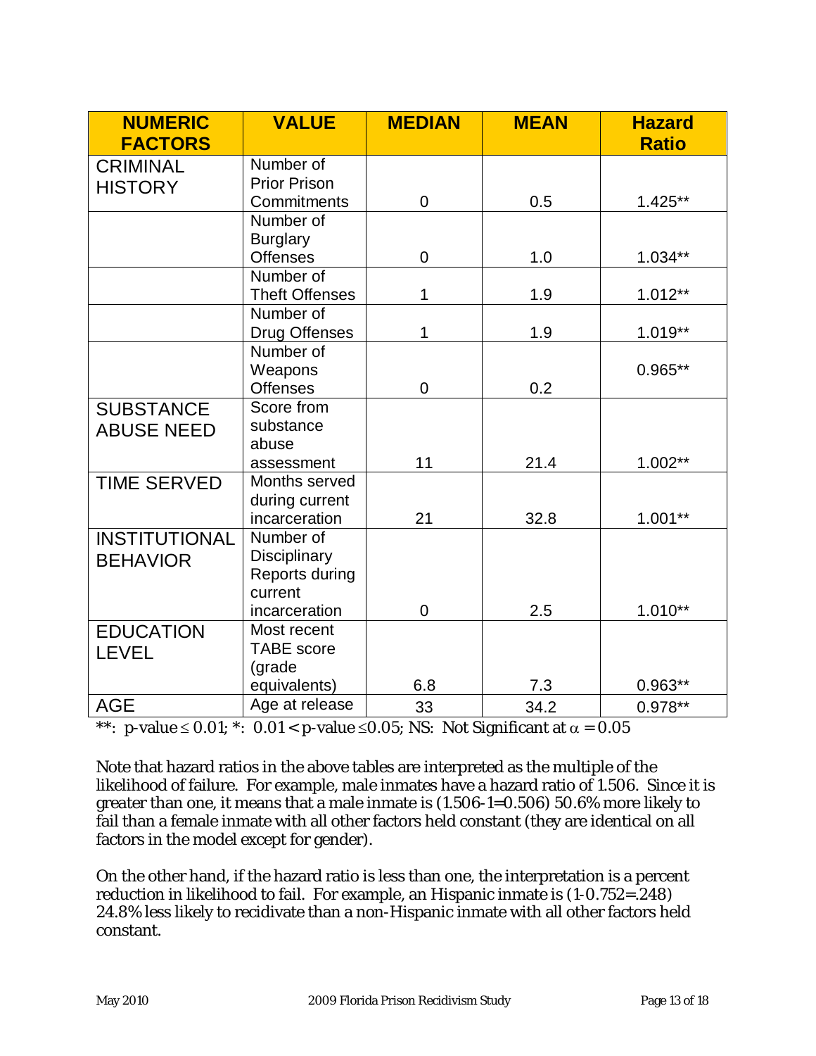| NUMERIC FACTORS | VALUE | MEDIAN | MEAN | Hazard Ratio |
|---|---|---|---|---|
| CRIMINAL HISTORY | Number of Prior Prison Commitments | 0 | 0.5 | 1.425** |
| | Number of Burglary Offenses | 0 | 1.0 | 1.034** |
| | Number of Theft Offenses | 1 | 1.9 | 1.012** |
| | Number of Drug Offenses | 1 | 1.9 | 1.019** |
| | Number of Weapons Offenses | 0 | 0.2 | 0.965** |
| SUBSTANCE ABUSE NEED | Score from substance abuse assessment | 11 | 21.4 | 1.002** |
| TIME SERVED | Months served during current incarceration | 21 | 32.8 | 1.001** |
| INSTITUTIONAL BEHAVIOR | Number of Disciplinary Reports during current incarceration | 0 | 2.5 | 1.010** |
| EDUCATION LEVEL | Most recent TABE score (grade equivalents) | 6.8 | 7.3 | 0.963** |
| AGE | Age at release | 33 | 34.2 | 0.978** |

**: p-value $\leq 0.01$; *: $0.01 <$ p-value $\leq 0.05$; NS: Not Significant at $\alpha = 0.05$

Note that hazard ratios in the above tables are interpreted as the multiple of the likelihood of failure. For example, male inmates have a hazard ratio of 1.506. Since it is greater than one, it means that a male inmate is (1.506-1=0.506) 50.6% more likely to fail than a female inmate with all other factors held constant (they are identical on all factors in the model except for gender).

On the other hand, if the hazard ratio is less than one, the interpretation is a percent reduction in likelihood to fail. For example, an Hispanic inmate is (1-0.752=.248) 24.8% less likely to recidivate than a non-Hispanic inmate with all other factors held constant.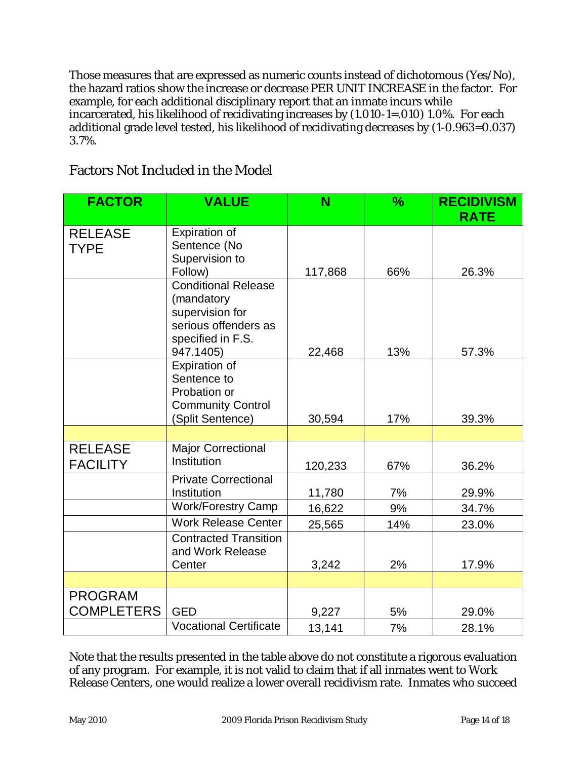Those measures that are expressed as numeric counts instead of dichotomous (Yes/No), the hazard ratios show the increase or decrease PER UNIT INCREASE in the factor. For example, for each additional disciplinary report that an inmate incurs while incarcerated, his likelihood of recidivating increases by (1.010-1=.010) 1.0%. For each additional grade level tested, his likelihood of recidivating decreases by (1-0.963=0.037) 3.7%.

## Factors Not Included in the Model

| FACTOR | VALUE | N | % | RECIDIVISM RATE |
|---|---|---|---|---|
| RELEASE TYPE | Expiration of Sentence (No Supervision to Follow) | 117,868 | 66% | 26.3% |
| | Conditional Release (mandatory supervision for serious offenders as specified in F.S. 947.1405) | 22,468 | 13% | 57.3% |
| | Expiration of Sentence to Probation or Community Control (Split Sentence) | 30,594 | 17% | 39.3% |
| | | | | |
| RELEASE FACILITY | Major Correctional Institution | 120,233 | 67% | 36.2% |
| | Private Correctional Institution | 11,780 | 7% | 29.9% |
| | Work/Forestry Camp | 16,622 | 9% | 34.7% |
| | Work Release Center | 25,565 | 14% | 23.0% |
| | Contracted Transition and Work Release Center | 3,242 | 2% | 17.9% |
| | | | | |
| PROGRAM COMPLETERS | GED | 9,227 | 5% | 29.0% |
| | Vocational Certificate | 13,141 | 7% | 28.1% |

Note that the results presented in the table above do not constitute a rigorous evaluation of any program. For example, it is not valid to claim that if all inmates went to Work Release Centers, one would realize a lower overall recidivism rate. Inmates who succeed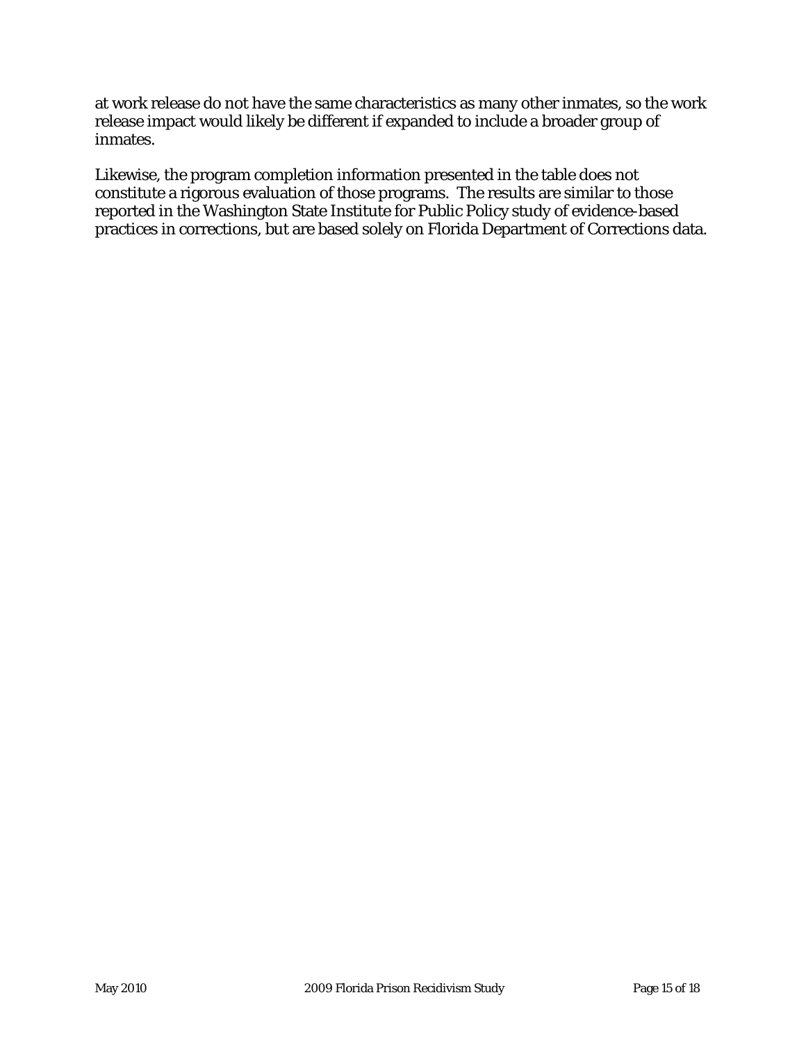at work release do not have the same characteristics as many other inmates, so the work release impact would likely be different if expanded to include a broader group of inmates.

Likewise, the program completion information presented in the table does not constitute a rigorous evaluation of those programs. The results are similar to those reported in the Washington State Institute for Public Policy study of evidence-based practices in corrections, but are based solely on Florida Department of Corrections data.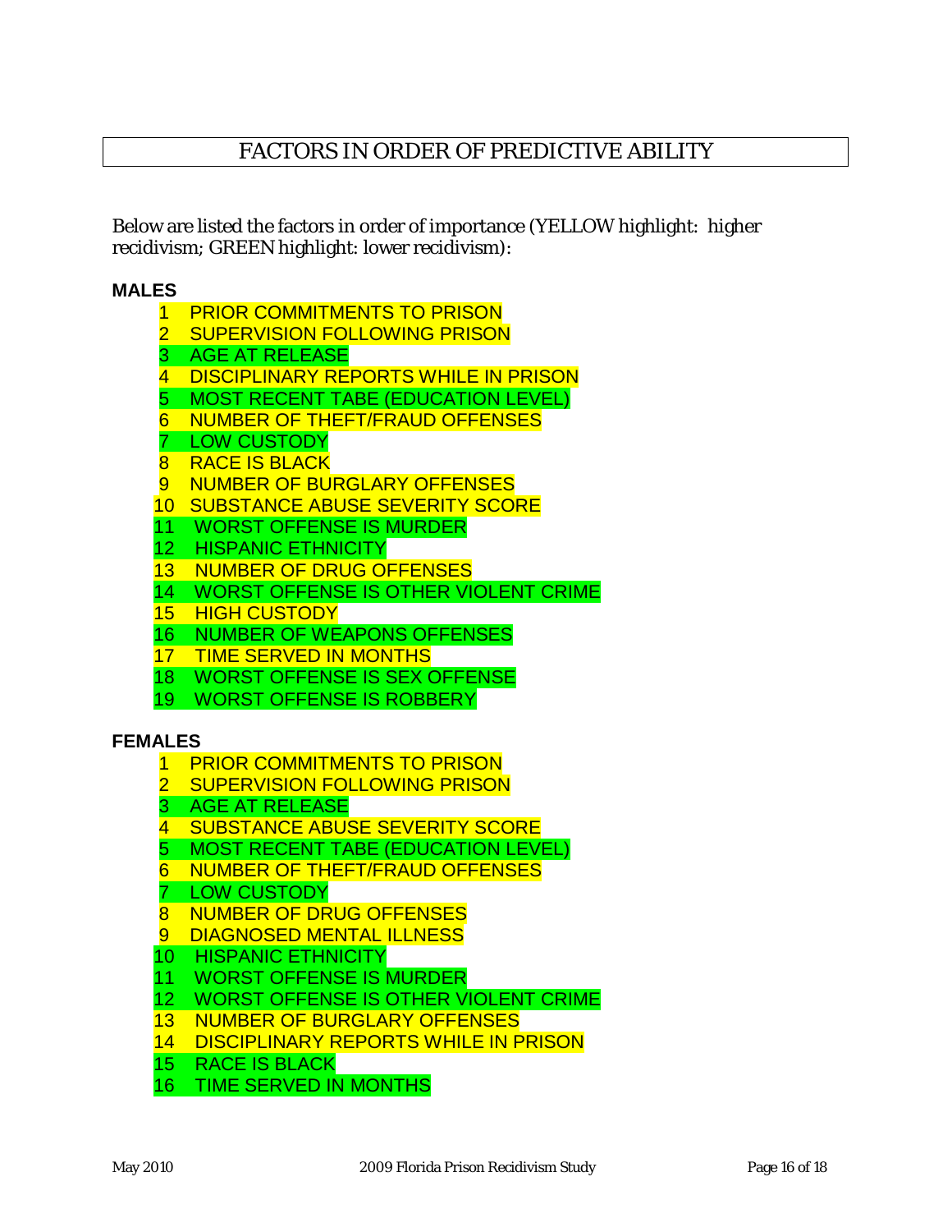# FACTORS IN ORDER OF PREDICTIVE ABILITY

Below are listed the factors in order of importance (YELLOW highlight: higher recidivism; GREEN highlight: lower recidivism):

**MALES**

1. PRIOR COMMITMENTS TO PRISON
2. SUPERVISION FOLLOWING PRISON
3. AGE AT RELEASE
4. DISCIPLINARY REPORTS WHILE IN PRISON
5. MOST RECENT TABE (EDUCATION LEVEL)
6. NUMBER OF THEFT/FRAUD OFFENSES
7. LOW CUSTODY
8. RACE IS BLACK
9. NUMBER OF BURGLARY OFFENSES
10. SUBSTANCE ABUSE SEVERITY SCORE
11. WORST OFFENSE IS MURDER
12. HISPANIC ETHNICITY
13. NUMBER OF DRUG OFFENSES
14. WORST OFFENSE IS OTHER VIOLENT CRIME
15. HIGH CUSTODY
16. NUMBER OF WEAPONS OFFENSES
17. TIME SERVED IN MONTHS
18. WORST OFFENSE IS SEX OFFENSE
19. WORST OFFENSE IS ROBBERY

**FEMALES**

1. PRIOR COMMITMENTS TO PRISON
2. SUPERVISION FOLLOWING PRISON
3. AGE AT RELEASE
4. SUBSTANCE ABUSE SEVERITY SCORE
5. MOST RECENT TABE (EDUCATION LEVEL)
6. NUMBER OF THEFT/FRAUD OFFENSES
7. LOW CUSTODY
8. NUMBER OF DRUG OFFENSES
9. DIAGNOSED MENTAL ILLNESS
10. HISPANIC ETHNICITY
11. WORST OFFENSE IS MURDER
12. WORST OFFENSE IS OTHER VIOLENT CRIME
13. NUMBER OF BURGLARY OFFENSES
14. DISCIPLINARY REPORTS WHILE IN PRISON
15. RACE IS BLACK
16. TIME SERVED IN MONTHS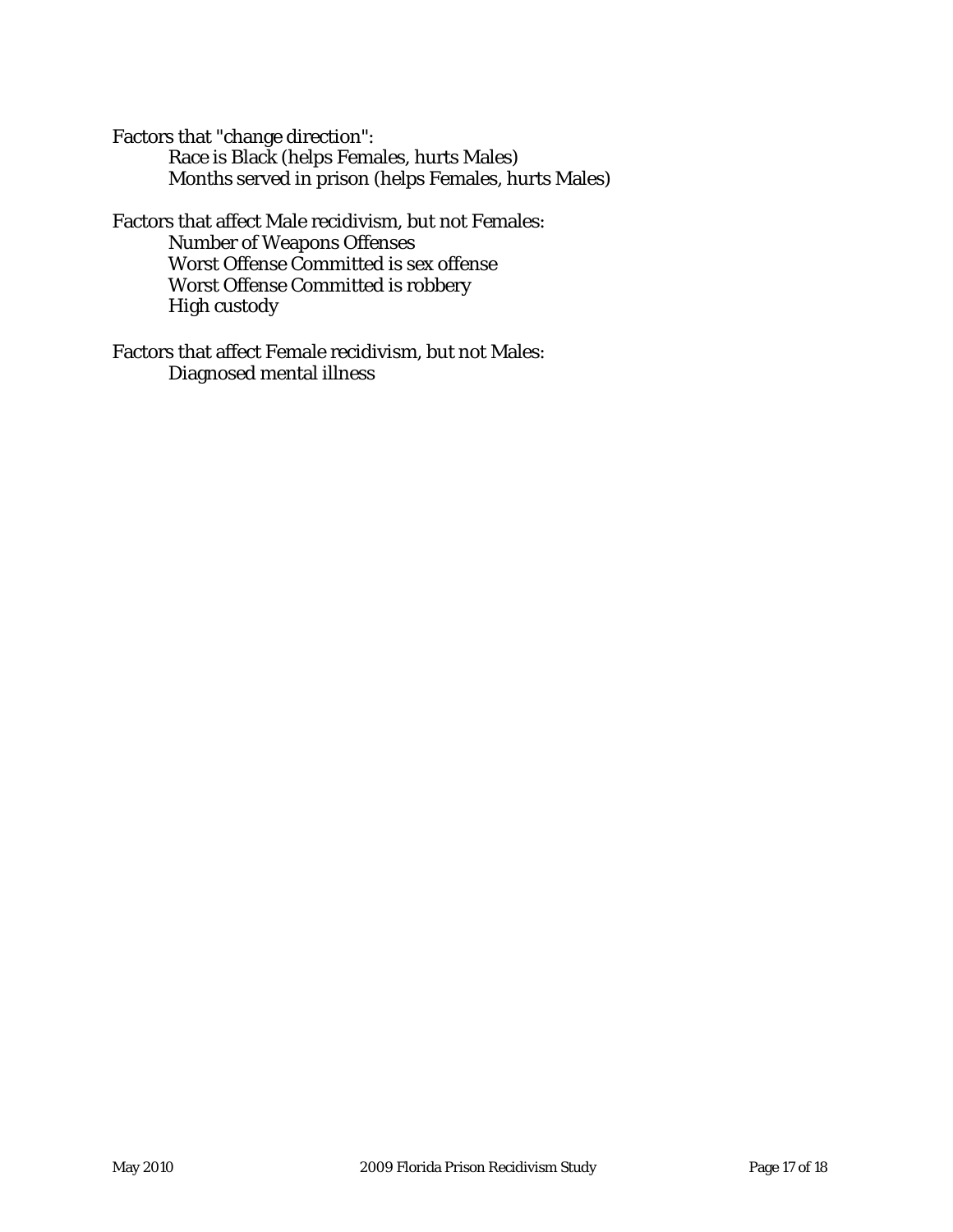Factors that "change direction":

- Race is Black (helps Females, hurts Males)
- Months served in prison (helps Females, hurts Males)

Factors that affect Male recidivism, but not Females:

- Number of Weapons Offenses
- Worst Offense Committed is sex offense
- Worst Offense Committed is robbery
- High custody

Factors that affect Female recidivism, but not Males:

- Diagnosed mental illness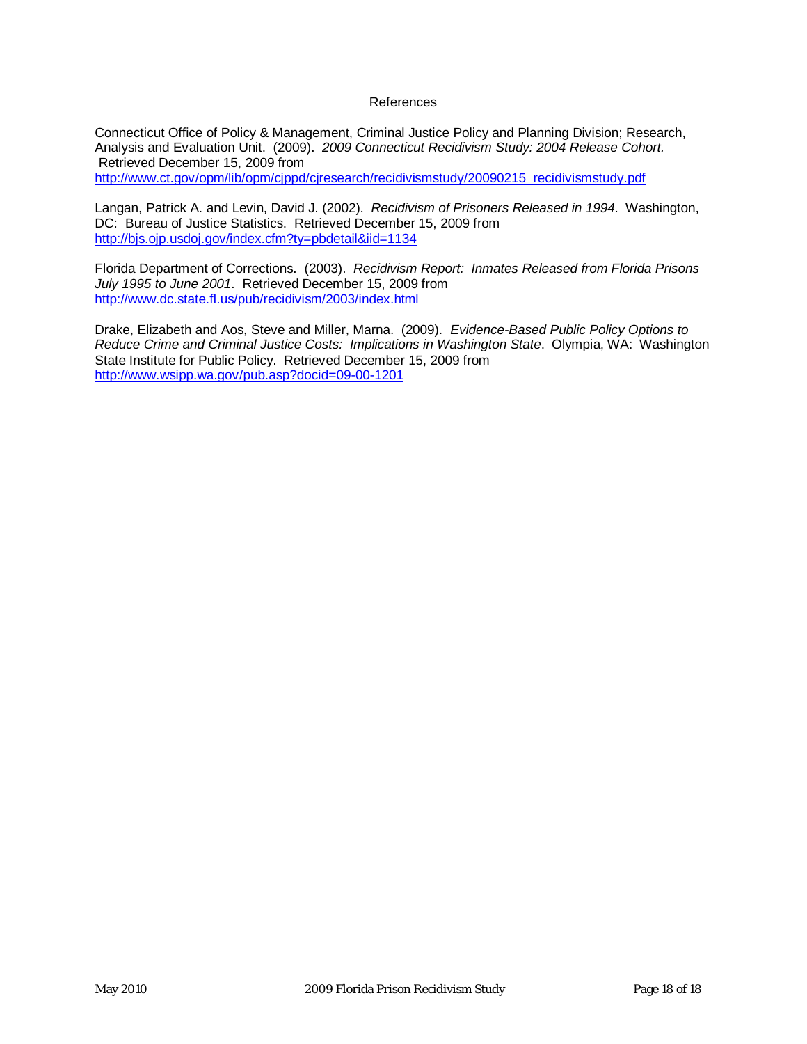# References

Connecticut Office of Policy & Management, Criminal Justice Policy and Planning Division; Research, Analysis and Evaluation Unit. (2009). *2009 Connecticut Recidivism Study: 2004 Release Cohort.* Retrieved December 15, 2009 from http://www.ct.gov/opm/lib/opm/cjppd/cjresearch/recidivismstudy/20090215_recidivismstudy.pdf

Langan, Patrick A. and Levin, David J. (2002). *Recidivism of Prisoners Released in 1994*. Washington, DC: Bureau of Justice Statistics. Retrieved December 15, 2009 from http://bjs.ojp.usdoj.gov/index.cfm?ty=pbdetail&iid=1134

Florida Department of Corrections. (2003). *Recidivism Report: Inmates Released from Florida Prisons July 1995 to June 2001*. Retrieved December 15, 2009 from http://www.dc.state.fl.us/pub/recidivism/2003/index.html

Drake, Elizabeth and Aos, Steve and Miller, Marna. (2009). *Evidence-Based Public Policy Options to Reduce Crime and Criminal Justice Costs: Implications in Washington State*. Olympia, WA: Washington State Institute for Public Policy. Retrieved December 15, 2009 from http://www.wsipp.wa.gov/pub.asp?docid=09-00-1201